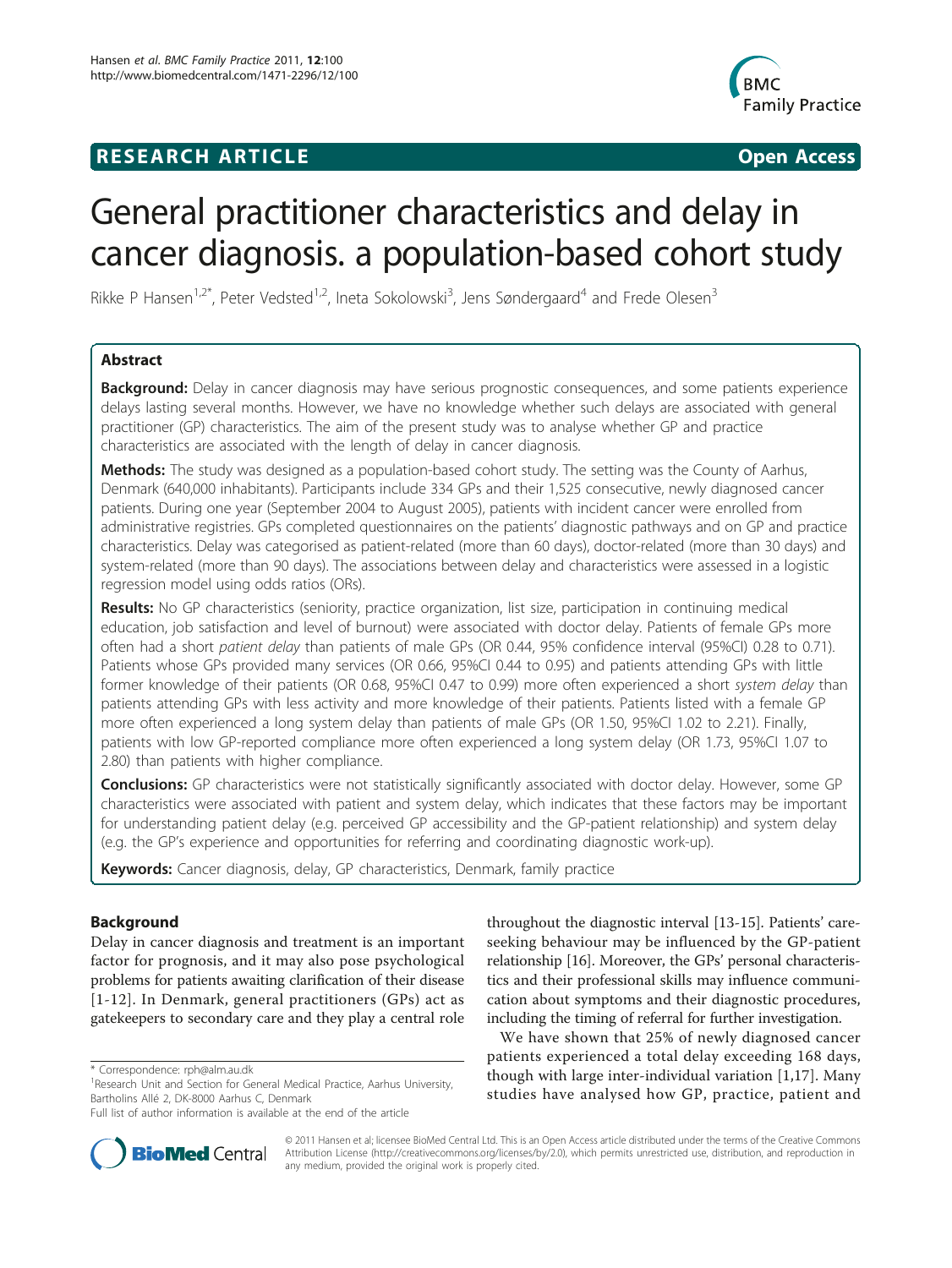**RESEARCH ARTICLE** **Open Access**

# General practitioner characteristics and delay in cancer diagnosis. a population-based cohort study

Rikke P Hansen[1,2*], Peter Vedsted[1,2], Ineta Sokolowski[3], Jens Søndergaard[4] and Frede Olesen[3]

## Abstract

**Background:** Delay in cancer diagnosis may have serious prognostic consequences, and some patients experience delays lasting several months. However, we have no knowledge whether such delays are associated with general practitioner (GP) characteristics. The aim of the present study was to analyse whether GP and practice characteristics are associated with the length of delay in cancer diagnosis.

**Methods:** The study was designed as a population-based cohort study. The setting was the County of Aarhus, Denmark (640,000 inhabitants). Participants include 334 GPs and their 1,525 consecutive, newly diagnosed cancer patients. During one year (September 2004 to August 2005), patients with incident cancer were enrolled from administrative registries. GPs completed questionnaires on the patients' diagnostic pathways and on GP and practice characteristics. Delay was categorised as patient-related (more than 60 days), doctor-related (more than 30 days) and system-related (more than 90 days). The associations between delay and characteristics were assessed in a logistic regression model using odds ratios (ORs).

**Results:** No GP characteristics (seniority, practice organization, list size, participation in continuing medical education, job satisfaction and level of burnout) were associated with doctor delay. Patients of female GPs more often had a short *patient delay* than patients of male GPs (OR 0.44, 95% confidence interval (95%CI) 0.28 to 0.71). Patients whose GPs provided many services (OR 0.66, 95%CI 0.44 to 0.95) and patients attending GPs with little former knowledge of their patients (OR 0.68, 95%CI 0.47 to 0.99) more often experienced a short *system delay* than patients attending GPs with less activity and more knowledge of their patients. Patients listed with a female GP more often experienced a long system delay than patients of male GPs (OR 1.50, 95%CI 1.02 to 2.21). Finally, patients with low GP-reported compliance more often experienced a long system delay (OR 1.73, 95%CI 1.07 to 2.80) than patients with higher compliance.

**Conclusions:** GP characteristics were not statistically significantly associated with doctor delay. However, some GP characteristics were associated with patient and system delay, which indicates that these factors may be important for understanding patient delay (e.g. perceived GP accessibility and the GP-patient relationship) and system delay (e.g. the GP's experience and opportunities for referring and coordinating diagnostic work-up).

**Keywords:** Cancer diagnosis, delay, GP characteristics, Denmark, family practice

## Background

Delay in cancer diagnosis and treatment is an important factor for prognosis, and it may also pose psychological problems for patients awaiting clarification of their disease [1-12]. In Denmark, general practitioners (GPs) act as gatekeepers to secondary care and they play a central role throughout the diagnostic interval [13-15]. Patients' care-seeking behaviour may be influenced by the GP-patient relationship [16]. Moreover, the GPs' personal characteristics and their professional skills may influence communication about symptoms and their diagnostic procedures, including the timing of referral for further investigation.

We have shown that 25% of newly diagnosed cancer patients experienced a total delay exceeding 168 days, though with large inter-individual variation [1,17]. Many studies have analysed how GP, practice, patient and

\* Correspondence: rph@alm.au.dk

[1]Research Unit and Section for General Medical Practice, Aarhus University, Bartholins Allé 2, DK-8000 Aarhus C, Denmark

Full list of author information is available at the end of the article

© 2011 Hansen et al; licensee BioMed Central Ltd. This is an Open Access article distributed under the terms of the Creative Commons Attribution License (http://creativecommons.org/licenses/by/2.0), which permits unrestricted use, distribution, and reproduction in any medium, provided the original work is properly cited.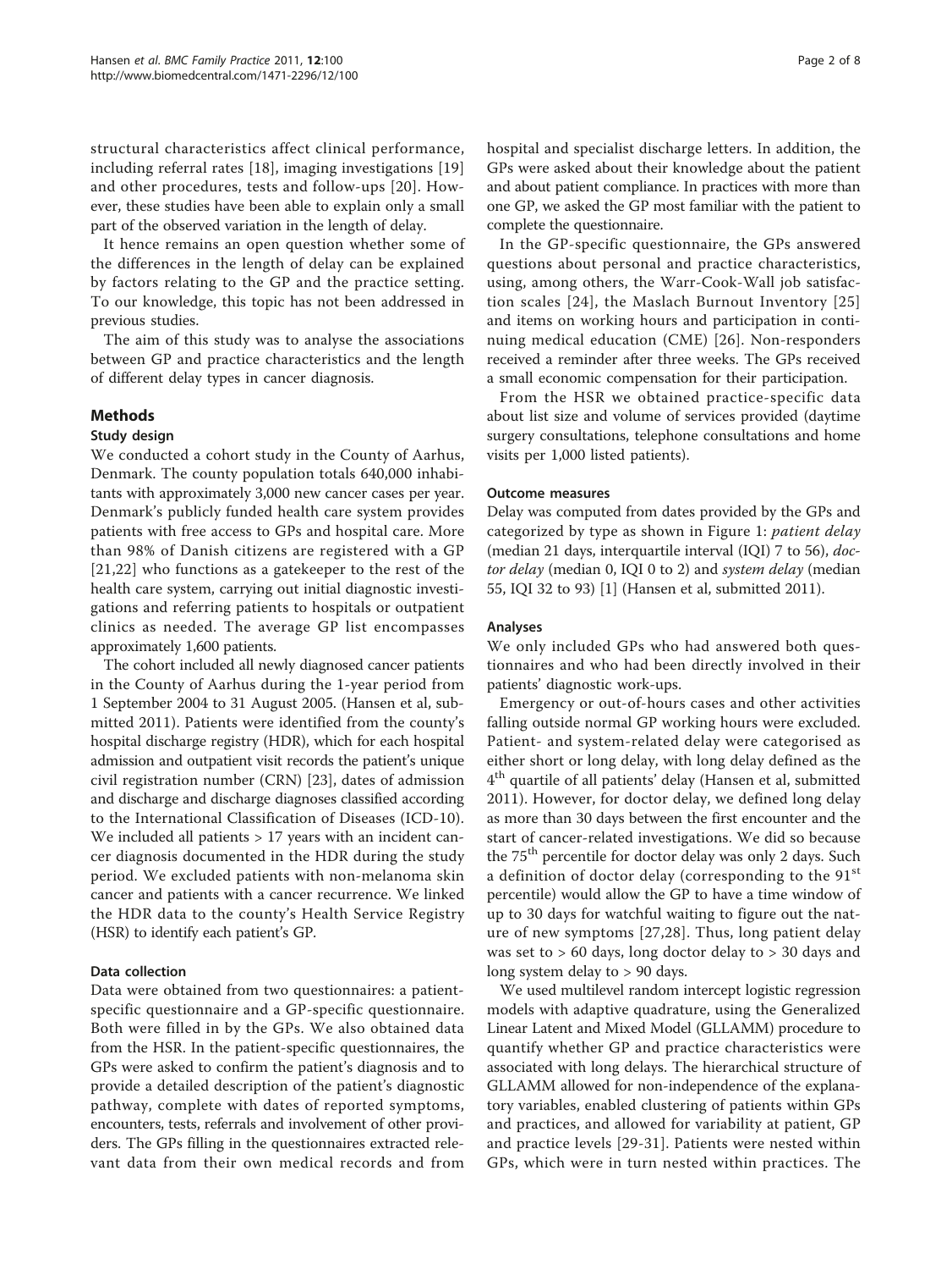structural characteristics affect clinical performance, including referral rates [18], imaging investigations [19] and other procedures, tests and follow-ups [20]. However, these studies have been able to explain only a small part of the observed variation in the length of delay.

It hence remains an open question whether some of the differences in the length of delay can be explained by factors relating to the GP and the practice setting. To our knowledge, this topic has not been addressed in previous studies.

The aim of this study was to analyse the associations between GP and practice characteristics and the length of different delay types in cancer diagnosis.

## Methods

### Study design

We conducted a cohort study in the County of Aarhus, Denmark. The county population totals 640,000 inhabitants with approximately 3,000 new cancer cases per year. Denmark's publicly funded health care system provides patients with free access to GPs and hospital care. More than 98% of Danish citizens are registered with a GP [21,22] who functions as a gatekeeper to the rest of the health care system, carrying out initial diagnostic investigations and referring patients to hospitals or outpatient clinics as needed. The average GP list encompasses approximately 1,600 patients.

The cohort included all newly diagnosed cancer patients in the County of Aarhus during the 1-year period from 1 September 2004 to 31 August 2005. (Hansen et al, submitted 2011). Patients were identified from the county's hospital discharge registry (HDR), which for each hospital admission and outpatient visit records the patient's unique civil registration number (CRN) [23], dates of admission and discharge and discharge diagnoses classified according to the International Classification of Diseases (ICD-10). We included all patients > 17 years with an incident cancer diagnosis documented in the HDR during the study period. We excluded patients with non-melanoma skin cancer and patients with a cancer recurrence. We linked the HDR data to the county's Health Service Registry (HSR) to identify each patient's GP.

### Data collection

Data were obtained from two questionnaires: a patient-specific questionnaire and a GP-specific questionnaire. Both were filled in by the GPs. We also obtained data from the HSR. In the patient-specific questionnaires, the GPs were asked to confirm the patient's diagnosis and to provide a detailed description of the patient's diagnostic pathway, complete with dates of reported symptoms, encounters, tests, referrals and involvement of other providers. The GPs filling in the questionnaires extracted relevant data from their own medical records and from hospital and specialist discharge letters. In addition, the GPs were asked about their knowledge about the patient and about patient compliance. In practices with more than one GP, we asked the GP most familiar with the patient to complete the questionnaire.

In the GP-specific questionnaire, the GPs answered questions about personal and practice characteristics, using, among others, the Warr-Cook-Wall job satisfaction scales [24], the Maslach Burnout Inventory [25] and items on working hours and participation in continuing medical education (CME) [26]. Non-responders received a reminder after three weeks. The GPs received a small economic compensation for their participation.

From the HSR we obtained practice-specific data about list size and volume of services provided (daytime surgery consultations, telephone consultations and home visits per 1,000 listed patients).

### Outcome measures

Delay was computed from dates provided by the GPs and categorized by type as shown in Figure 1: *patient delay* (median 21 days, interquartile interval (IQI) 7 to 56), *doctor delay* (median 0, IQI 0 to 2) and *system delay* (median 55, IQI 32 to 93) [1] (Hansen et al, submitted 2011).

### Analyses

We only included GPs who had answered both questionnaires and who had been directly involved in their patients' diagnostic work-ups.

Emergency or out-of-hours cases and other activities falling outside normal GP working hours were excluded. Patient- and system-related delay were categorised as either short or long delay, with long delay defined as the 4th quartile of all patients' delay (Hansen et al, submitted 2011). However, for doctor delay, we defined long delay as more than 30 days between the first encounter and the start of cancer-related investigations. We did so because the 75th percentile for doctor delay was only 2 days. Such a definition of doctor delay (corresponding to the 91st percentile) would allow the GP to have a time window of up to 30 days for watchful waiting to figure out the nature of new symptoms [27,28]. Thus, long patient delay was set to > 60 days, long doctor delay to > 30 days and long system delay to > 90 days.

We used multilevel random intercept logistic regression models with adaptive quadrature, using the Generalized Linear Latent and Mixed Model (GLLAMM) procedure to quantify whether GP and practice characteristics were associated with long delays. The hierarchical structure of GLLAMM allowed for non-independence of the explanatory variables, enabled clustering of patients within GPs and practices, and allowed for variability at patient, GP and practice levels [29-31]. Patients were nested within GPs, which were in turn nested within practices. The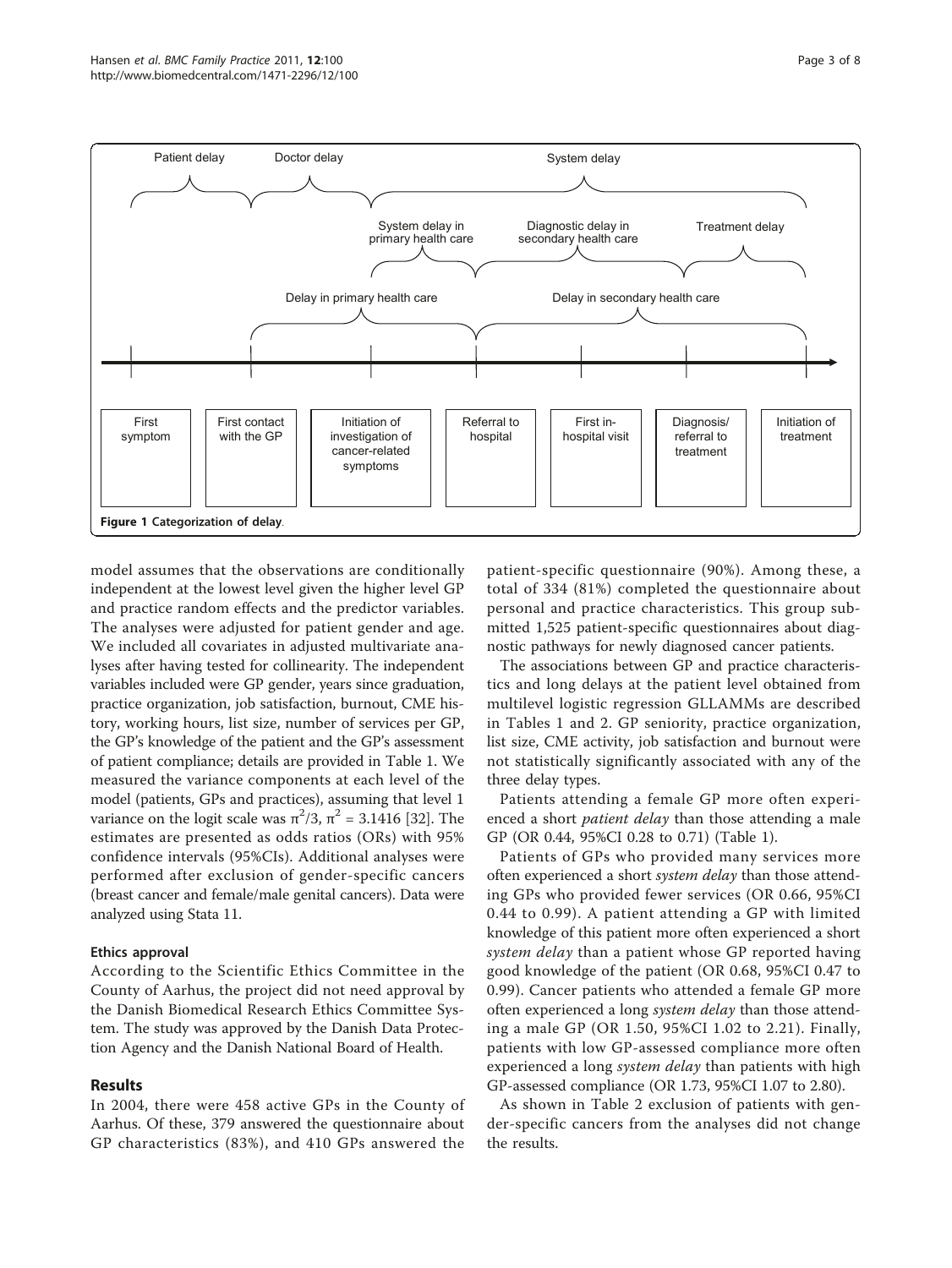Figure 1 Categorization of delay.

model assumes that the observations are conditionally independent at the lowest level given the higher level GP and practice random effects and the predictor variables. The analyses were adjusted for patient gender and age. We included all covariates in adjusted multivariate analyses after having tested for collinearity. The independent variables included were GP gender, years since graduation, practice organization, job satisfaction, burnout, CME history, working hours, list size, number of services per GP, the GP's knowledge of the patient and the GP's assessment of patient compliance; details are provided in Table 1. We measured the variance components at each level of the model (patients, GPs and practices), assuming that level 1 variance on the logit scale was $\pi^2/3$, $\pi^2 = 3.1416$ [32]. The estimates are presented as odds ratios (ORs) with 95% confidence intervals (95%CIs). Additional analyses were performed after exclusion of gender-specific cancers (breast cancer and female/male genital cancers). Data were analyzed using Stata 11.

### Ethics approval

According to the Scientific Ethics Committee in the County of Aarhus, the project did not need approval by the Danish Biomedical Research Ethics Committee System. The study was approved by the Danish Data Protection Agency and the Danish National Board of Health.

## Results

In 2004, there were 458 active GPs in the County of Aarhus. Of these, 379 answered the questionnaire about GP characteristics (83%), and 410 GPs answered the patient-specific questionnaire (90%). Among these, a total of 334 (81%) completed the questionnaire about personal and practice characteristics. This group submitted 1,525 patient-specific questionnaires about diagnostic pathways for newly diagnosed cancer patients.

The associations between GP and practice characteristics and long delays at the patient level obtained from multilevel logistic regression GLLAMMs are described in Tables 1 and 2. GP seniority, practice organization, list size, CME activity, job satisfaction and burnout were not statistically significantly associated with any of the three delay types.

Patients attending a female GP more often experienced a short *patient delay* than those attending a male GP (OR 0.44, 95%CI 0.28 to 0.71) (Table 1).

Patients of GPs who provided many services more often experienced a short *system delay* than those attending GPs who provided fewer services (OR 0.66, 95%CI 0.44 to 0.99). A patient attending a GP with limited knowledge of this patient more often experienced a short *system delay* than a patient whose GP reported having good knowledge of the patient (OR 0.68, 95%CI 0.47 to 0.99). Cancer patients who attended a female GP more often experienced a long *system delay* than those attending a male GP (OR 1.50, 95%CI 1.02 to 2.21). Finally, patients with low GP-assessed compliance more often experienced a long *system delay* than patients with high GP-assessed compliance (OR 1.73, 95%CI 1.07 to 2.80).

As shown in Table 2 exclusion of patients with gender-specific cancers from the analyses did not change the results.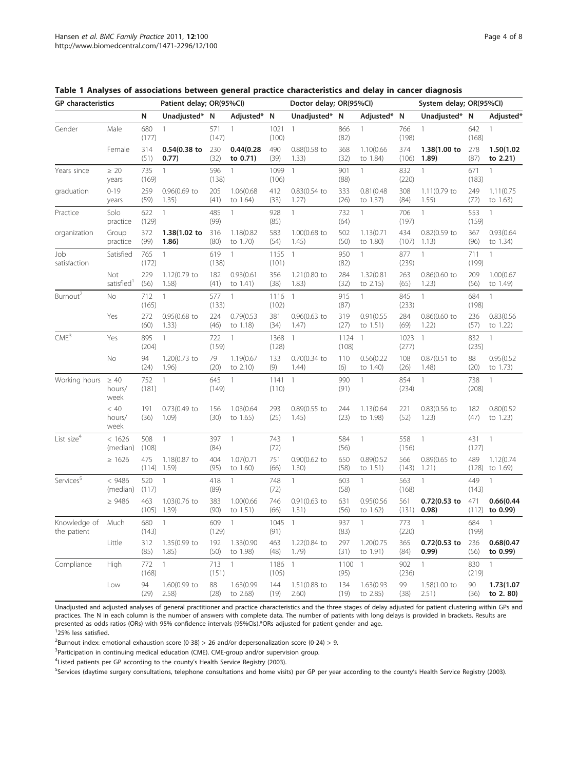**Table 1 Analyses of associations between general practice characteristics and delay in cancer diagnosis**

| GP characteristics | | Patient delay; OR(95%CI) | | | | Doctor delay; OR(95%CI) | | | | System delay; OR(95%CI) | | | |
|---|---|---|---|---|---|---|---|---|---|---|---|---|---|
| | | N | Unadjusted* | N | Adjusted* | N | Unadjusted* | N | Adjusted* | N | Unadjusted* | N | Adjusted* |
| Gender | Male | 680 (177) | 1 | 571 (147) | 1 | 1021 (100) | 1 | 866 (82) | 1 | 766 (198) | 1 | 642 (168) | 1 |
| | Female | 314 (51) | **0.54(0.38 to 0.77)** | 230 (32) | **0.44(0.28 to 0.71)** | 490 (39) | 0.88(0.58 to 1.33) | 368 (32) | 1.10(0.66 to 1.84) | 374 (106) | **1.38(1.00 to 1.89)** | 278 (87) | **1.50(1.02 to 2.21)** |
| Years since graduation | ≥ 20 years | 735 (169) | 1 | 596 (138) | 1 | 1099 (106) | 1 | 901 (88) | 1 | 832 (220) | 1 | 671 (183) | 1 |
| | 0-19 years | 259 (59) | 0.96(0.69 to 1.35) | 205 (41) | 1.06(0.68 to 1.64) | 412 (33) | 0.83(0.54 to 1.27) | 333 (26) | 0.81(0.48 to 1.37) | 308 (84) | 1.11(0.79 to 1.55) | 249 (72) | 1.11(0.75 to 1.63) |
| Practice organization | Solo practice | 622 (129) | 1 | 485 (99) | 1 | 928 (85) | 1 | 732 (64) | 1 | 706 (197) | 1 | 553 (159) | 1 |
| | Group practice | 372 (99) | **1.38(1.02 to 1.86)** | 316 (80) | 1.18(0.82 to 1.70) | 583 (54) | 1.00(0.68 to 1.45) | 502 (50) | 1.13(0.71 to 1.80) | 434 (107) | 0.82(0.59 to 1.13) | 367 (96) | 0.93(0.64 to 1.34) |
| Job satisfaction | Satisfied | 765 (172) | 1 | 619 (138) | 1 | 1155 (101) | 1 | 950 (82) | 1 | 877 (239) | 1 | 711 (199) | 1 |
| | Not satisfied[1] | 229 (56) | 1.12(0.79 to 1.58) | 182 (41) | 0.93(0.61 to 1.41) | 356 (38) | 1.21(0.80 to 1.83) | 284 (32) | 1.32(0.81 to 2.15) | 263 (65) | 0.86(0.60 to 1.23) | 209 (56) | 1.00(0.67 to 1.49) |
| Burnout[2] | No | 712 (165) | 1 | 577 (133) | 1 | 1116 (102) | 1 | 915 (87) | 1 | 845 (233) | 1 | 684 (198) | 1 |
| | Yes | 272 (60) | 0.95(0.68 to 1.33) | 224 (46) | 0.79(0.53 to 1.18) | 381 (34) | 0.96(0.63 to 1.47) | 319 (27) | 0.91(0.55 to 1.51) | 284 (69) | 0.86(0.60 to 1.22) | 236 (57) | 0.83(0.56 to 1.22) |
| CME[3] | Yes | 895 (204) | 1 | 722 (159) | 1 | 1368 (128) | 1 | 1124 (108) | 1 | 1023 (277) | 1 | 832 (235) | 1 |
| | No | 94 (24) | 1.20(0.73 to 1.96) | 79 (20) | 1.19(0.67 to 2.10) | 133 (9) | 0.70(0.34 to 1.44) | 110 (6) | 0.56(0.22 to 1.40) | 108 (26) | 0.87(0.51 to 1.48) | 88 (20) | 0.95(0.52 to 1.73) |
| Working hours | ≥ 40 hours/ week | 752 (181) | 1 | 645 (149) | 1 | 1141 (110) | 1 | 990 (91) | 1 | 854 (234) | 1 | 738 (208) | 1 |
| | < 40 hours/ week | 191 (36) | 0.73(0.49 to 1.09) | 156 (30) | 1.03(0.64 to 1.65) | 293 (25) | 0.89(0.55 to 1.45) | 244 (23) | 1.13(0.64 to 1.98) | 221 (52) | 0.83(0.56 to 1.23) | 182 (47) | 0.80(0.52 to 1.23) |
| List size[4] | < 1626 (median) | 508 (108) | 1 | 397 (84) | 1 | 743 (72) | 1 | 584 (56) | 1 | 558 (156) | 1 | 431 (127) | 1 |
| | ≥ 1626 | 475 (114) | 1.18(0.87 to 1.59) | 404 (95) | 1.07(0.71 to 1.60) | 751 (66) | 0.90(0.62 to 1.30) | 650 (58) | 0.89(0.52 to 1.51) | 566 (143) | 0.89(0.65 to 1.21) | 489 (128) | 1.12(0.74 to 1.69) |
| Services[5] | < 9486 (median) | 520 (117) | 1 | 418 (89) | 1 | 748 (72) | 1 | 603 (58) | 1 | 563 (168) | 1 | 449 (143) | 1 |
| | ≥ 9486 | 463 (105) | 1.03(0.76 to 1.39) | 383 (90) | 1.00(0.66 to 1.51) | 746 (66) | 0.91(0.63 to 1.31) | 631 (56) | 0.95(0.56 to 1.62) | 561 (131) | **0.72(0.53 to 0.98)** | 471 (112) | **0.66(0.44 to 0.99)** |
| Knowledge of the patient | Much | 680 (143) | 1 | 609 (129) | 1 | 1045 (91) | 1 | 937 (83) | 1 | 773 (220) | 1 | 684 (199) | 1 |
| | Little | 312 (85) | 1.35(0.99 to 1.85) | 192 (50) | 1.33(0.90 to 1.98) | 463 (48) | 1.22(0.84 to 1.79) | 297 (31) | 1.20(0.75 to 1.91) | 365 (84) | **0.72(0.53 to 0.99)** | 236 (56) | **0.68(0.47 to 0.99)** |
| Compliance | High | 772 (168) | 1 | 713 (151) | 1 | 1186 (105) | 1 | 1100 (95) | 1 | 902 (236) | 1 | 830 (219) | 1 |
| | Low | 94 (29) | 1.60(0.99 to 2.58) | 88 (28) | 1.63(0.99 to 2.68) | 144 (19) | 1.51(0.88 to 2.60) | 134 (19) | 1.63(0.93 to 2.85) | 99 (38) | 1.58(1.00 to 2.51) | 90 (36) | **1.73(1.07 to 2. 80)** |

Unadjusted and adjusted analyses of general practitioner and practice characteristics and the three stages of delay adjusted for patient clustering within GPs and practices. The N in each column is the number of answers with complete data. The number of patients with long delays is provided in brackets. Results are presented as odds ratios (ORs) with 95% confidence intervals (95%CIs).*ORs adjusted for patient gender and age.

[1]25% less satisfied.

[2]Burnout index: emotional exhaustion score (0-38) > 26 and/or depersonalization score (0-24) > 9.

[3]Participation in continuing medical education (CME). CME-group and/or supervision group.

[4]Listed patients per GP according to the county's Health Service Registry (2003).

[5]Services (daytime surgery consultations, telephone consultations and home visits) per GP per year according to the county's Health Service Registry (2003).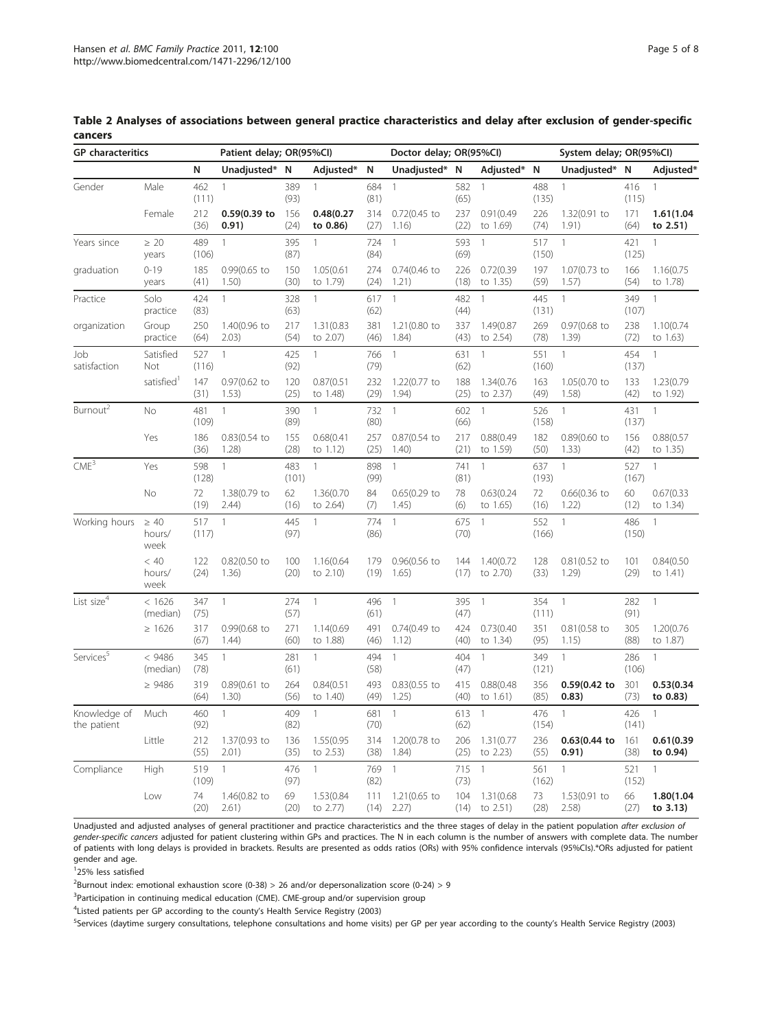**Table 2 Analyses of associations between general practice characteristics and delay after exclusion of gender-specific cancers**

| GP characteristics | | Patient delay; OR(95%CI) | | | | Doctor delay; OR(95%CI) | | | | System delay; OR(95%CI) | | | |
|---|---|---|---|---|---|---|---|---|---|---|---|---|---|
| | | N | Unadjusted* | N | Adjusted* | N | Unadjusted* | N | Adjusted* | N | Unadjusted* | N | Adjusted* |
| Gender | Male | 462 (111) | 1 | 389 (93) | 1 | 684 (81) | 1 | 582 (65) | 1 | 488 (135) | 1 | 416 (115) | 1 |
| | Female | 212 (36) | **0.59(0.39 to 0.91)** | 156 (24) | **0.48(0.27 to 0.86)** | 314 (27) | 0.72(0.45 to 1.16) | 237 (22) | 0.91(0.49 to 1.69) | 226 (74) | 1.32(0.91 to 1.91) | 171 (64) | **1.61(1.04 to 2.51)** |
| Years since graduation | ≥ 20 years | 489 (106) | 1 | 395 (87) | 1 | 724 (84) | 1 | 593 (69) | 1 | 517 (150) | 1 | 421 (125) | 1 |
| | 0-19 years | 185 (41) | 0.99(0.65 to 1.50) | 150 (30) | 1.05(0.61 to 1.79) | 274 (24) | 0.74(0.46 to 1.21) | 226 (18) | 0.72(0.39 to 1.35) | 197 (59) | 1.07(0.73 to 1.57) | 166 (54) | 1.16(0.75 to 1.78) |
| Practice organization | Solo practice | 424 (83) | 1 | 328 (63) | 1 | 617 (62) | 1 | 482 (44) | 1 | 445 (131) | 1 | 349 (107) | 1 |
| | Group practice | 250 (64) | 1.40(0.96 to 2.03) | 217 (54) | 1.31(0.83 to 2.07) | 381 (46) | 1.21(0.80 to 1.84) | 337 (43) | 1.49(0.87 to 2.54) | 269 (78) | 0.97(0.68 to 1.39) | 238 (72) | 1.10(0.74 to 1.63) |
| Job satisfaction | Satisfied | 527 (116) | 1 | 425 (92) | 1 | 766 (79) | 1 | 631 (62) | 1 | 551 (160) | 1 | 454 (137) | 1 |
| | Not satisfied[1] | 147 (31) | 0.97(0.62 to 1.53) | 120 (25) | 0.87(0.51 to 1.48) | 232 (29) | 1.22(0.77 to 1.94) | 188 (25) | 1.34(0.76 to 2.37) | 163 (49) | 1.05(0.70 to 1.58) | 133 (42) | 1.23(0.79 to 1.92) |
| Burnout[2] | No | 481 (109) | 1 | 390 (89) | 1 | 732 (80) | 1 | 602 (66) | 1 | 526 (158) | 1 | 431 (137) | 1 |
| | Yes | 186 (36) | 0.83(0.54 to 1.28) | 155 (28) | 0.68(0.41 to 1.12) | 257 (25) | 0.87(0.54 to 1.40) | 217 (21) | 0.88(0.49 to 1.59) | 182 (50) | 0.89(0.60 to 1.33) | 156 (42) | 0.88(0.57 to 1.35) |
| CME[3] | Yes | 598 (128) | 1 | 483 (101) | 1 | 898 (99) | 1 | 741 (81) | 1 | 637 (193) | 1 | 527 (167) | 1 |
| | No | 72 (19) | 1.38(0.79 to 2.44) | 62 (16) | 1.36(0.70 to 2.64) | 84 (7) | 0.65(0.29 to 1.45) | 78 (6) | 0.63(0.24 to 1.65) | 72 (16) | 0.66(0.36 to 1.22) | 60 (12) | 0.67(0.33 to 1.34) |
| Working hours | ≥ 40 hours/week | 517 (117) | 1 | 445 (97) | 1 | 774 (86) | 1 | 675 (70) | 1 | 552 (166) | 1 | 486 (150) | 1 |
| | < 40 hours/week | 122 (24) | 0.82(0.50 to 1.36) | 100 (20) | 1.16(0.64 to 2.10) | 179 (19) | 0.96(0.56 to 1.65) | 144 (17) | 1.40(0.72 to 2.70) | 128 (33) | 0.81(0.52 to 1.29) | 101 (29) | 0.84(0.50 to 1.41) |
| List size[4] | < 1626 (median) | 347 (75) | 1 | 274 (57) | 1 | 496 (61) | 1 | 395 (47) | 1 | 354 (111) | 1 | 282 (91) | 1 |
| | ≥ 1626 | 317 (67) | 0.99(0.68 to 1.44) | 271 (60) | 1.14(0.69 to 1.88) | 491 (46) | 0.74(0.49 to 1.12) | 424 (40) | 0.73(0.40 to 1.34) | 351 (95) | 0.81(0.58 to 1.15) | 305 (88) | 1.20(0.76 to 1.87) |
| Services[5] | < 9486 (median) | 345 (78) | 1 | 281 (61) | 1 | 494 (58) | 1 | 404 (47) | 1 | 349 (121) | 1 | 286 (106) | 1 |
| | ≥ 9486 | 319 (64) | 0.89(0.61 to 1.30) | 264 (56) | 0.84(0.51 to 1.40) | 493 (49) | 0.83(0.55 to 1.25) | 415 (40) | 0.88(0.48 to 1.61) | 356 (85) | **0.59(0.42 to 0.83)** | 301 (73) | **0.53(0.34 to 0.83)** |
| Knowledge of the patient | Much | 460 (92) | 1 | 409 (82) | 1 | 681 (70) | 1 | 613 (62) | 1 | 476 (154) | 1 | 426 (141) | 1 |
| | Little | 212 (55) | 1.37(0.93 to 2.01) | 136 (35) | 1.55(0.95 to 2.53) | 314 (38) | 1.20(0.78 to 1.84) | 206 (25) | 1.31(0.77 to 2.23) | 236 (55) | **0.63(0.44 to 0.91)** | 161 (38) | **0.61(0.39 to 0.94)** |
| Compliance | High | 519 (109) | 1 | 476 (97) | 1 | 769 (82) | 1 | 715 (73) | 1 | 561 (162) | 1 | 521 (152) | 1 |
| | Low | 74 (20) | 1.46(0.82 to 2.61) | 69 (20) | 1.53(0.84 to 2.77) | 111 (14) | 1.21(0.65 to 2.27) | 104 (14) | 1.31(0.68 to 2.51) | 73 (28) | 1.53(0.91 to 2.58) | 66 (27) | **1.80(1.04 to 3.13)** |

Unadjusted and adjusted analyses of general practitioner and practice characteristics and the three stages of delay in the patient population *after exclusion of gender-specific cancers* adjusted for patient clustering within GPs and practices. The N in each column is the number of answers with complete data. The number of patients with long delays is provided in brackets. Results are presented as odds ratios (ORs) with 95% confidence intervals (95%CIs).*ORs adjusted for patient gender and age.

[1]25% less satisfied

[2]Burnout index: emotional exhaustion score (0-38) > 26 and/or depersonalization score (0-24) > 9

[3]Participation in continuing medical education (CME). CME-group and/or supervision group

[4]Listed patients per GP according to the county's Health Service Registry (2003)

[5]Services (daytime surgery consultations, telephone consultations and home visits) per GP per year according to the county's Health Service Registry (2003)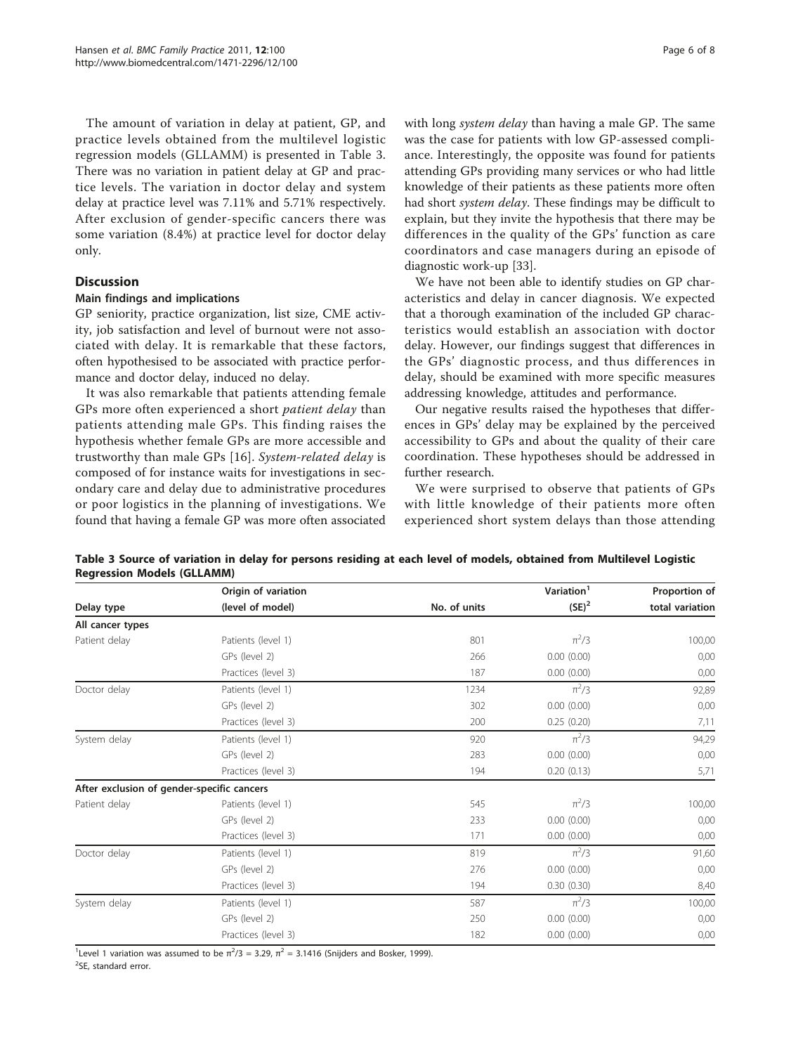The amount of variation in delay at patient, GP, and practice levels obtained from the multilevel logistic regression models (GLLAMM) is presented in Table 3. There was no variation in patient delay at GP and practice levels. The variation in doctor delay and system delay at practice level was 7.11% and 5.71% respectively. After exclusion of gender-specific cancers there was some variation (8.4%) at practice level for doctor delay only.

## Discussion

### Main findings and implications

GP seniority, practice organization, list size, CME activity, job satisfaction and level of burnout were not associated with delay. It is remarkable that these factors, often hypothesised to be associated with practice performance and doctor delay, induced no delay.

It was also remarkable that patients attending female GPs more often experienced a short *patient delay* than patients attending male GPs. This finding raises the hypothesis whether female GPs are more accessible and trustworthy than male GPs [16]. *System-related delay* is composed of for instance waits for investigations in secondary care and delay due to administrative procedures or poor logistics in the planning of investigations. We found that having a female GP was more often associated with long *system delay* than having a male GP. The same was the case for patients with low GP-assessed compliance. Interestingly, the opposite was found for patients attending GPs providing many services or who had little knowledge of their patients as these patients more often had short *system delay*. These findings may be difficult to explain, but they invite the hypothesis that there may be differences in the quality of the GPs' function as care coordinators and case managers during an episode of diagnostic work-up [33].

We have not been able to identify studies on GP characteristics and delay in cancer diagnosis. We expected that a thorough examination of the included GP characteristics would establish an association with doctor delay. However, our findings suggest that differences in the GPs' diagnostic process, and thus differences in delay, should be examined with more specific measures addressing knowledge, attitudes and performance.

Our negative results raised the hypotheses that differences in GPs' delay may be explained by the perceived accessibility to GPs and about the quality of their care coordination. These hypotheses should be addressed in further research.

We were surprised to observe that patients of GPs with little knowledge of their patients more often experienced short system delays than those attending

**Table 3 Source of variation in delay for persons residing at each level of models, obtained from Multilevel Logistic Regression Models (GLLAMM)**

| Delay type | Origin of variation (level of model) | No. of units | Variation[1] (SE)[2] | Proportion of total variation |
|---|---|---|---|---|
| **All cancer types** | | | | |
| Patient delay | Patients (level 1) | 801 | $\pi^2/3$ | 100,00 |
| | GPs (level 2) | 266 | 0.00 (0.00) | 0,00 |
| | Practices (level 3) | 187 | 0.00 (0.00) | 0,00 |
| Doctor delay | Patients (level 1) | 1234 | $\pi^2/3$ | 92,89 |
| | GPs (level 2) | 302 | 0.00 (0.00) | 0,00 |
| | Practices (level 3) | 200 | 0.25 (0.20) | 7,11 |
| System delay | Patients (level 1) | 920 | $\pi^2/3$ | 94,29 |
| | GPs (level 2) | 283 | 0.00 (0.00) | 0,00 |
| | Practices (level 3) | 194 | 0.20 (0.13) | 5,71 |
| **After exclusion of gender-specific cancers** | | | | |
| Patient delay | Patients (level 1) | 545 | $\pi^2/3$ | 100,00 |
| | GPs (level 2) | 233 | 0.00 (0.00) | 0,00 |
| | Practices (level 3) | 171 | 0.00 (0.00) | 0,00 |
| Doctor delay | Patients (level 1) | 819 | $\pi^2/3$ | 91,60 |
| | GPs (level 2) | 276 | 0.00 (0.00) | 0,00 |
| | Practices (level 3) | 194 | 0.30 (0.30) | 8,40 |
| System delay | Patients (level 1) | 587 | $\pi^2/3$ | 100,00 |
| | GPs (level 2) | 250 | 0.00 (0.00) | 0,00 |
| | Practices (level 3) | 182 | 0.00 (0.00) | 0,00 |

[1]Level 1 variation was assumed to be $\pi^2/3 = 3.29$, $\pi^2 = 3.1416$ (Snijders and Bosker, 1999).

[2]SE, standard error.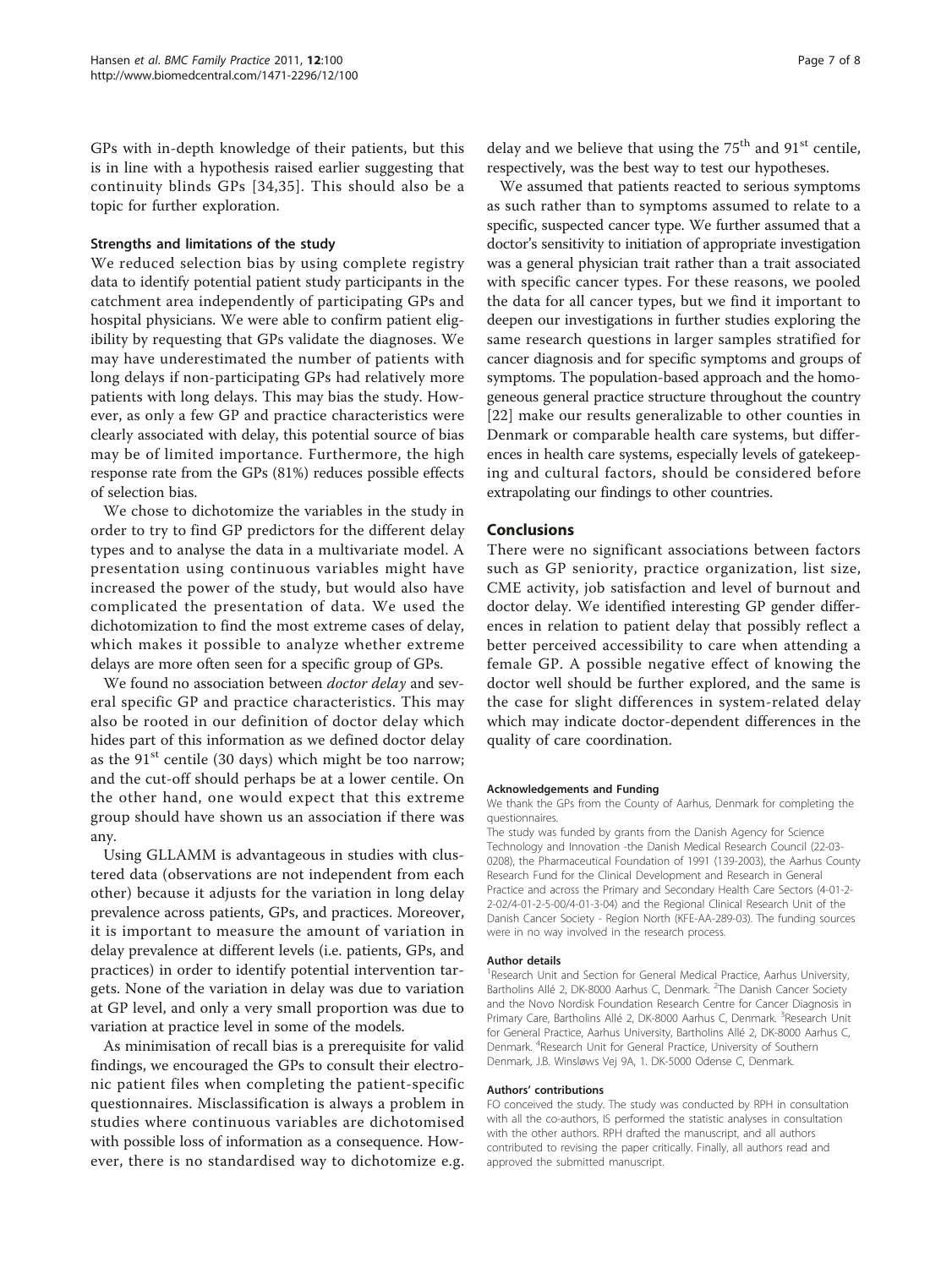GPs with in-depth knowledge of their patients, but this is in line with a hypothesis raised earlier suggesting that continuity blinds GPs [34,35]. This should also be a topic for further exploration.

### Strengths and limitations of the study

We reduced selection bias by using complete registry data to identify potential patient study participants in the catchment area independently of participating GPs and hospital physicians. We were able to confirm patient eligibility by requesting that GPs validate the diagnoses. We may have underestimated the number of patients with long delays if non-participating GPs had relatively more patients with long delays. This may bias the study. However, as only a few GP and practice characteristics were clearly associated with delay, this potential source of bias may be of limited importance. Furthermore, the high response rate from the GPs (81%) reduces possible effects of selection bias.

We chose to dichotomize the variables in the study in order to try to find GP predictors for the different delay types and to analyse the data in a multivariate model. A presentation using continuous variables might have increased the power of the study, but would also have complicated the presentation of data. We used the dichotomization to find the most extreme cases of delay, which makes it possible to analyze whether extreme delays are more often seen for a specific group of GPs.

We found no association between *doctor delay* and several specific GP and practice characteristics. This may also be rooted in our definition of doctor delay which hides part of this information as we defined doctor delay as the 91[st] centile (30 days) which might be too narrow; and the cut-off should perhaps be at a lower centile. On the other hand, one would expect that this extreme group should have shown us an association if there was any.

Using GLLAMM is advantageous in studies with clustered data (observations are not independent from each other) because it adjusts for the variation in long delay prevalence across patients, GPs, and practices. Moreover, it is important to measure the amount of variation in delay prevalence at different levels (i.e. patients, GPs, and practices) in order to identify potential intervention targets. None of the variation in delay was due to variation at GP level, and only a very small proportion was due to variation at practice level in some of the models.

As minimisation of recall bias is a prerequisite for valid findings, we encouraged the GPs to consult their electronic patient files when completing the patient-specific questionnaires. Misclassification is always a problem in studies where continuous variables are dichotomised with possible loss of information as a consequence. However, there is no standardised way to dichotomize e.g. delay and we believe that using the 75[th] and 91[st] centile, respectively, was the best way to test our hypotheses.

We assumed that patients reacted to serious symptoms as such rather than to symptoms assumed to relate to a specific, suspected cancer type. We further assumed that a doctor's sensitivity to initiation of appropriate investigation was a general physician trait rather than a trait associated with specific cancer types. For these reasons, we pooled the data for all cancer types, but we find it important to deepen our investigations in further studies exploring the same research questions in larger samples stratified for cancer diagnosis and for specific symptoms and groups of symptoms. The population-based approach and the homogeneous general practice structure throughout the country [22] make our results generalizable to other counties in Denmark or comparable health care systems, but differences in health care systems, especially levels of gatekeeping and cultural factors, should be considered before extrapolating our findings to other countries.

## Conclusions

There were no significant associations between factors such as GP seniority, practice organization, list size, CME activity, job satisfaction and level of burnout and doctor delay. We identified interesting GP gender differences in relation to patient delay that possibly reflect a better perceived accessibility to care when attending a female GP. A possible negative effect of knowing the doctor well should be further explored, and the same is the case for slight differences in system-related delay which may indicate doctor-dependent differences in the quality of care coordination.

#### Acknowledgements and Funding

We thank the GPs from the County of Aarhus, Denmark for completing the questionnaires.

The study was funded by grants from the Danish Agency for Science Technology and Innovation -the Danish Medical Research Council (22-03-0208), the Pharmaceutical Foundation of 1991 (139-2003), the Aarhus County Research Fund for the Clinical Development and Research in General Practice and across the Primary and Secondary Health Care Sectors (4-01-2-2-02/4-01-2-5-00/4-01-3-04) and the Regional Clinical Research Unit of the Danish Cancer Society - Region North (KFE-AA-289-03). The funding sources were in no way involved in the research process.

#### Author details

[1]Research Unit and Section for General Medical Practice, Aarhus University, Bartholins Allé 2, DK-8000 Aarhus C, Denmark. [2]The Danish Cancer Society and the Novo Nordisk Foundation Research Centre for Cancer Diagnosis in Primary Care, Bartholins Allé 2, DK-8000 Aarhus C, Denmark. [3]Research Unit for General Practice, Aarhus University, Bartholins Allé 2, DK-8000 Aarhus C, Denmark. [4]Research Unit for General Practice, University of Southern Denmark, J.B. Winsløws Vej 9A, 1. DK-5000 Odense C, Denmark.

#### Authors' contributions

FO conceived the study. The study was conducted by RPH in consultation with all the co-authors, IS performed the statistic analyses in consultation with the other authors. RPH drafted the manuscript, and all authors contributed to revising the paper critically. Finally, all authors read and approved the submitted manuscript.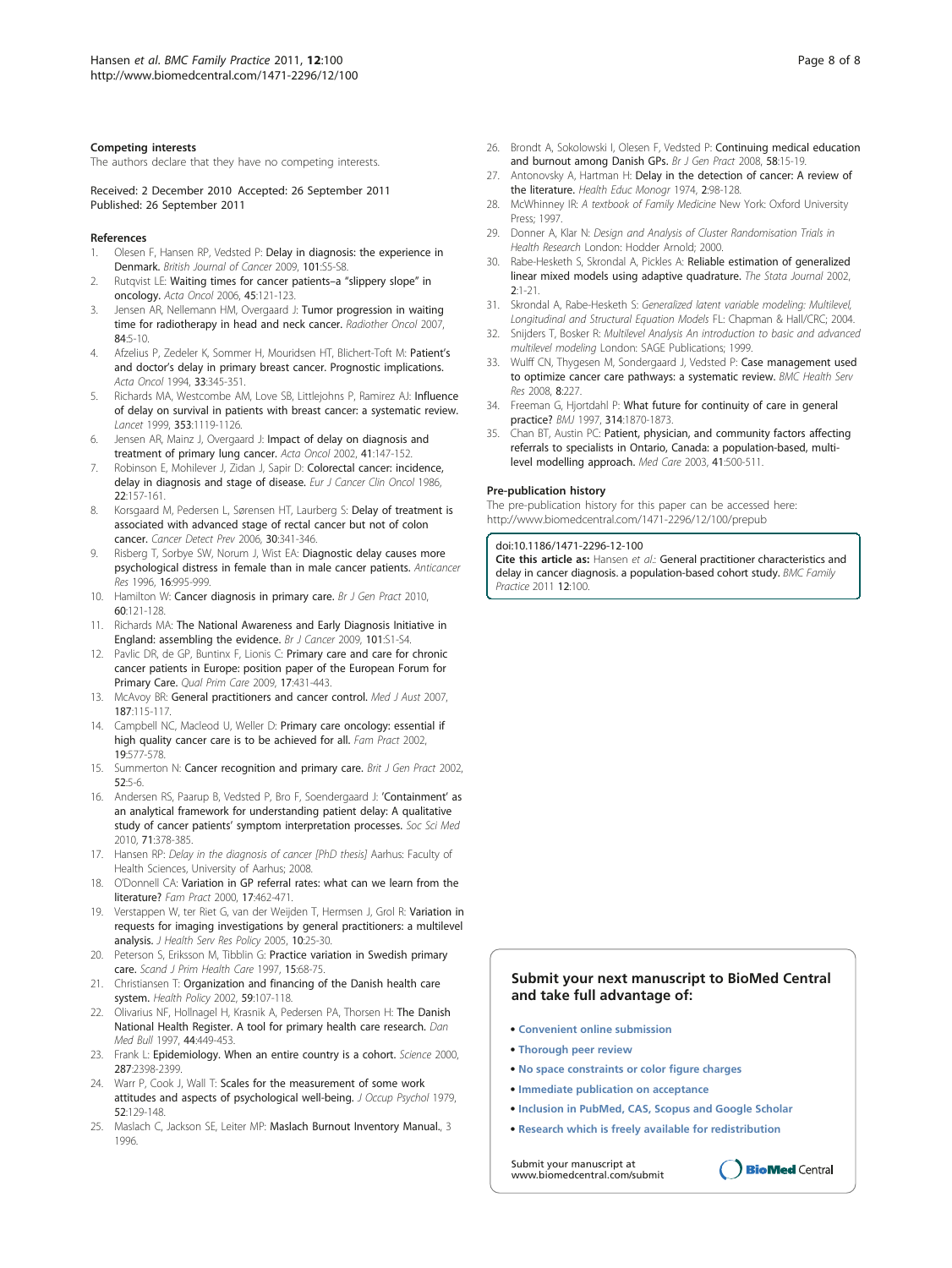#### Competing interests

The authors declare that they have no competing interests.

Received: 2 December 2010 Accepted: 26 September 2011
Published: 26 September 2011

#### References

1. Olesen F, Hansen RP, Vedsted P: **Delay in diagnosis: the experience in Denmark.** *British Journal of Cancer* 2009, **101**:S5-S8.
2. Rutqvist LE: **Waiting times for cancer patients–a "slippery slope" in oncology.** *Acta Oncol* 2006, **45**:121-123.
3. Jensen AR, Nellemann HM, Overgaard J: **Tumor progression in waiting time for radiotherapy in head and neck cancer.** *Radiother Oncol* 2007, **84**:5-10.
4. Afzelius P, Zedeler K, Sommer H, Mouridsen HT, Blichert-Toft M: **Patient's and doctor's delay in primary breast cancer. Prognostic implications.** *Acta Oncol* 1994, **33**:345-351.
5. Richards MA, Westcombe AM, Love SB, Littlejohns P, Ramirez AJ: **Influence of delay on survival in patients with breast cancer: a systematic review.** *Lancet* 1999, **353**:1119-1126.
6. Jensen AR, Mainz J, Overgaard J: **Impact of delay on diagnosis and treatment of primary lung cancer.** *Acta Oncol* 2002, **41**:147-152.
7. Robinson E, Mohilever J, Zidan J, Sapir D: **Colorectal cancer: incidence, delay in diagnosis and stage of disease.** *Eur J Cancer Clin Oncol* 1986, **22**:157-161.
8. Korsgaard M, Pedersen L, Sørensen HT, Laurberg S: **Delay of treatment is associated with advanced stage of rectal cancer but not of colon cancer.** *Cancer Detect Prev* 2006, **30**:341-346.
9. Risberg T, Sorbye SW, Norum J, Wist EA: **Diagnostic delay causes more psychological distress in female than in male cancer patients.** *Anticancer Res* 1996, **16**:995-999.
10. Hamilton W: **Cancer diagnosis in primary care.** *Br J Gen Pract* 2010, **60**:121-128.
11. Richards MA: **The National Awareness and Early Diagnosis Initiative in England: assembling the evidence.** *Br J Cancer* 2009, **101**:S1-S4.
12. Pavlic DR, de GP, Buntinx F, Lionis C: **Primary care and care for chronic cancer patients in Europe: position paper of the European Forum for Primary Care.** *Qual Prim Care* 2009, **17**:431-443.
13. McAvoy BR: **General practitioners and cancer control.** *Med J Aust* 2007, **187**:115-117.
14. Campbell NC, Macleod U, Weller D: **Primary care oncology: essential if high quality cancer care is to be achieved for all.** *Fam Pract* 2002, **19**:577-578.
15. Summerton N: **Cancer recognition and primary care.** *Brit J Gen Pract* 2002, **52**:5-6.
16. Andersen RS, Paarup B, Vedsted P, Bro F, Soendergaard J: **'Containment' as an analytical framework for understanding patient delay: A qualitative study of cancer patients' symptom interpretation processes.** *Soc Sci Med* 2010, **71**:378-385.
17. Hansen RP: *Delay in the diagnosis of cancer [PhD thesis]* Aarhus: Faculty of Health Sciences, University of Aarhus; 2008.
18. O'Donnell CA: **Variation in GP referral rates: what can we learn from the literature?** *Fam Pract* 2000, **17**:462-471.
19. Verstappen W, ter Riet G, van der Weijden T, Hermsen J, Grol R: **Variation in requests for imaging investigations by general practitioners: a multilevel analysis.** *J Health Serv Res Policy* 2005, **10**:25-30.
20. Peterson S, Eriksson M, Tibblin G: **Practice variation in Swedish primary care.** *Scand J Prim Health Care* 1997, **15**:68-75.
21. Christiansen T: **Organization and financing of the Danish health care system.** *Health Policy* 2002, **59**:107-118.
22. Olivarius NF, Hollnagel H, Krasnik A, Pedersen PA, Thorsen H: **The Danish National Health Register. A tool for primary health care research.** *Dan Med Bull* 1997, **44**:449-453.
23. Frank L: **Epidemiology. When an entire country is a cohort.** *Science* 2000, **287**:2398-2399.
24. Warr P, Cook J, Wall T: **Scales for the measurement of some work attitudes and aspects of psychological well-being.** *J Occup Psychol* 1979, **52**:129-148.
25. Maslach C, Jackson SE, Leiter MP: **Maslach Burnout Inventory Manual.**, 3 1996.
26. Brondt A, Sokolowski I, Olesen F, Vedsted P: **Continuing medical education and burnout among Danish GPs.** *Br J Gen Pract* 2008, **58**:15-19.
27. Antonovsky A, Hartman H: **Delay in the detection of cancer: A review of the literature.** *Health Educ Monogr* 1974, **2**:98-128.
28. McWhinney IR: *A textbook of Family Medicine* New York: Oxford University Press; 1997.
29. Donner A, Klar N: *Design and Analysis of Cluster Randomisation Trials in Health Research* London: Hodder Arnold; 2000.
30. Rabe-Hesketh S, Skrondal A, Pickles A: **Reliable estimation of generalized linear mixed models using adaptive quadrature.** *The Stata Journal* 2002, **2**:1-21.
31. Skrondal A, Rabe-Hesketh S: *Generalized latent variable modeling: Multilevel, Longitudinal and Structural Equation Models* FL: Chapman & Hall/CRC; 2004.
32. Snijders T, Bosker R: *Multilevel Analysis An introduction to basic and advanced multilevel modeling* London: SAGE Publications; 1999.
33. Wulff CN, Thygesen M, Sondergaard J, Vedsted P: **Case management used to optimize cancer care pathways: a systematic review.** *BMC Health Serv Res* 2008, **8**:227.
34. Freeman G, Hjortdahl P: **What future for continuity of care in general practice?** *BMJ* 1997, **314**:1870-1873.
35. Chan BT, Austin PC: **Patient, physician, and community factors affecting referrals to specialists in Ontario, Canada: a population-based, multi-level modelling approach.** *Med Care* 2003, **41**:500-511.

#### Pre-publication history

The pre-publication history for this paper can be accessed here:
http://www.biomedcentral.com/1471-2296/12/100/prepub

doi:10.1186/1471-2296-12-100
**Cite this article as:** Hansen *et al.*: General practitioner characteristics and delay in cancer diagnosis. a population-based cohort study. *BMC Family Practice* 2011 **12**:100.

**Submit your next manuscript to BioMed Central and take full advantage of:**

- **Convenient online submission**
- **Thorough peer review**
- **No space constraints or color figure charges**
- **Immediate publication on acceptance**
- **Inclusion in PubMed, CAS, Scopus and Google Scholar**
- **Research which is freely available for redistribution**

Submit your manuscript at
www.biomedcentral.com/submit

BioMed Central